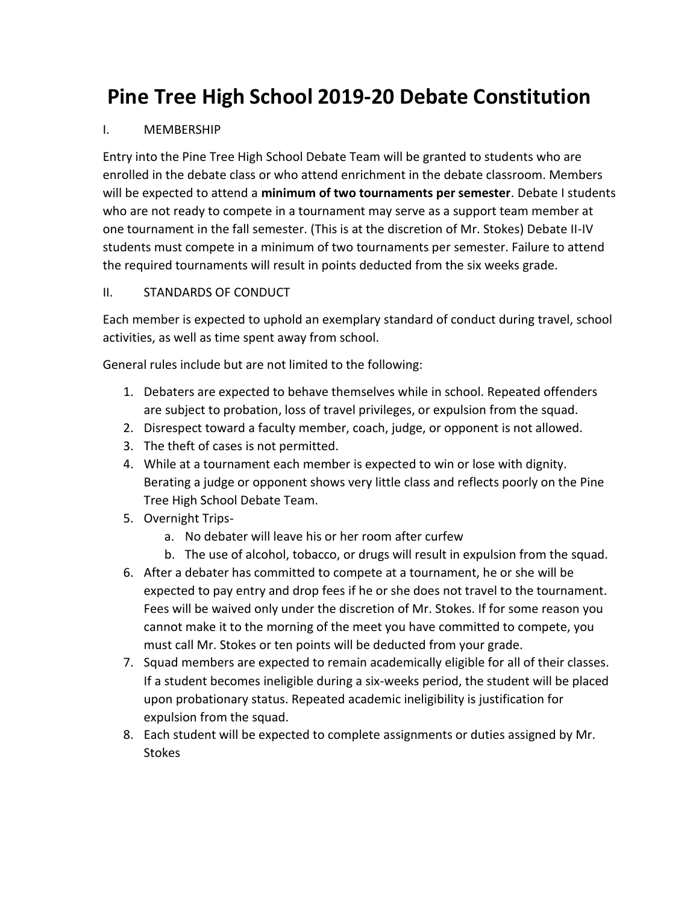# Pine Tree High School 2019-20 Debate Constitution

I. MEMBERSHIP

Entry into the Pine Tree High School Debate Team will be granted to students who are enrolled in the debate class or who attend enrichment in the debate classroom. Members will be expected to attend a **minimum of two tournaments per semester**. Debate I students who are not ready to compete in a tournament may serve as a support team member at one tournament in the fall semester. (This is at the discretion of Mr. Stokes) Debate II-IV students must compete in a minimum of two tournaments per semester. Failure to attend the required tournaments will result in points deducted from the six weeks grade.

II. STANDARDS OF CONDUCT

Each member is expected to uphold an exemplary standard of conduct during travel, school activities, as well as time spent away from school.

General rules include but are not limited to the following:

1. Debaters are expected to behave themselves while in school. Repeated offenders are subject to probation, loss of travel privileges, or expulsion from the squad.
2. Disrespect toward a faculty member, coach, judge, or opponent is not allowed.
3. The theft of cases is not permitted.
4. While at a tournament each member is expected to win or lose with dignity. Berating a judge or opponent shows very little class and reflects poorly on the Pine Tree High School Debate Team.
5. Overnight Trips-
    a. No debater will leave his or her room after curfew
    b. The use of alcohol, tobacco, or drugs will result in expulsion from the squad.
6. After a debater has committed to compete at a tournament, he or she will be expected to pay entry and drop fees if he or she does not travel to the tournament. Fees will be waived only under the discretion of Mr. Stokes. If for some reason you cannot make it to the morning of the meet you have committed to compete, you must call Mr. Stokes or ten points will be deducted from your grade.
7. Squad members are expected to remain academically eligible for all of their classes. If a student becomes ineligible during a six-weeks period, the student will be placed upon probationary status. Repeated academic ineligibility is justification for expulsion from the squad.
8. Each student will be expected to complete assignments or duties assigned by Mr. Stokes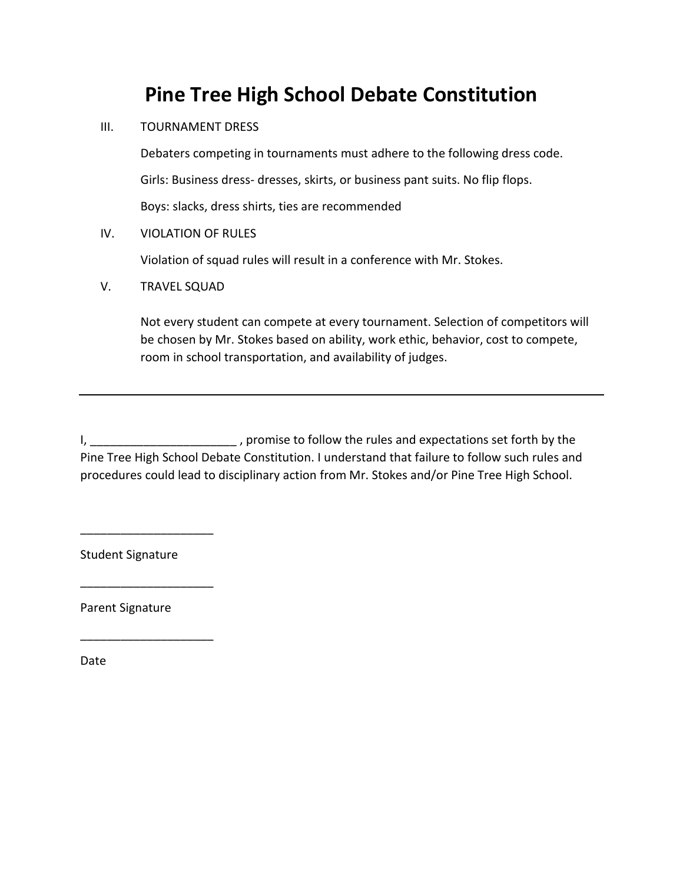# Pine Tree High School Debate Constitution

III. TOURNAMENT DRESS

Debaters competing in tournaments must adhere to the following dress code.

Girls: Business dress- dresses, skirts, or business pant suits. No flip flops.

Boys: slacks, dress shirts, ties are recommended

IV. VIOLATION OF RULES

Violation of squad rules will result in a conference with Mr. Stokes.

V. TRAVEL SQUAD

Not every student can compete at every tournament. Selection of competitors will be chosen by Mr. Stokes based on ability, work ethic, behavior, cost to compete, room in school transportation, and availability of judges.

---

I, ______________________ , promise to follow the rules and expectations set forth by the Pine Tree High School Debate Constitution. I understand that failure to follow such rules and procedures could lead to disciplinary action from Mr. Stokes and/or Pine Tree High School.

____________________

Student Signature

____________________

Parent Signature

____________________

Date